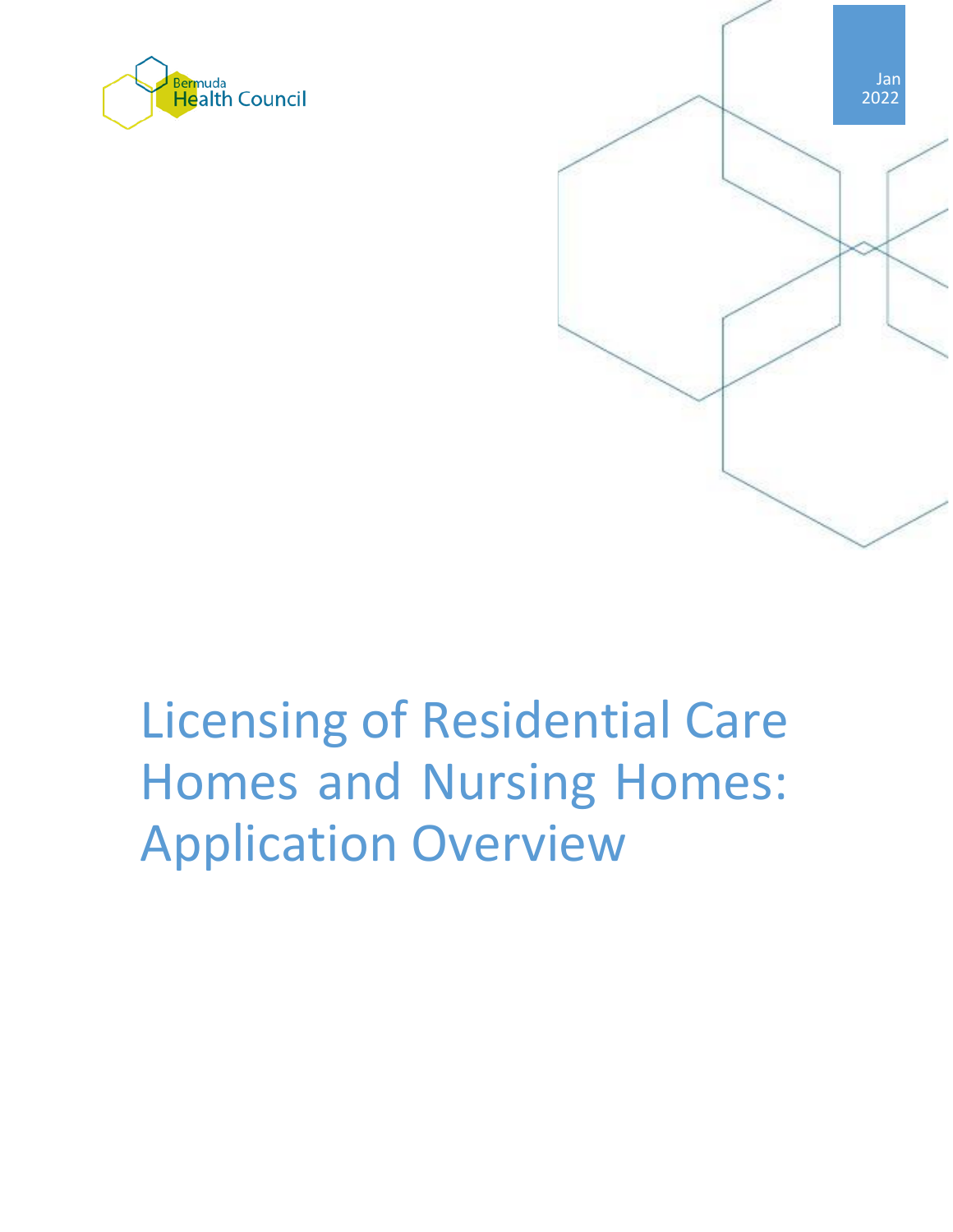Bermuda Health Council

Jan 2022

# Licensing of Residential Care Homes and Nursing Homes: Application Overview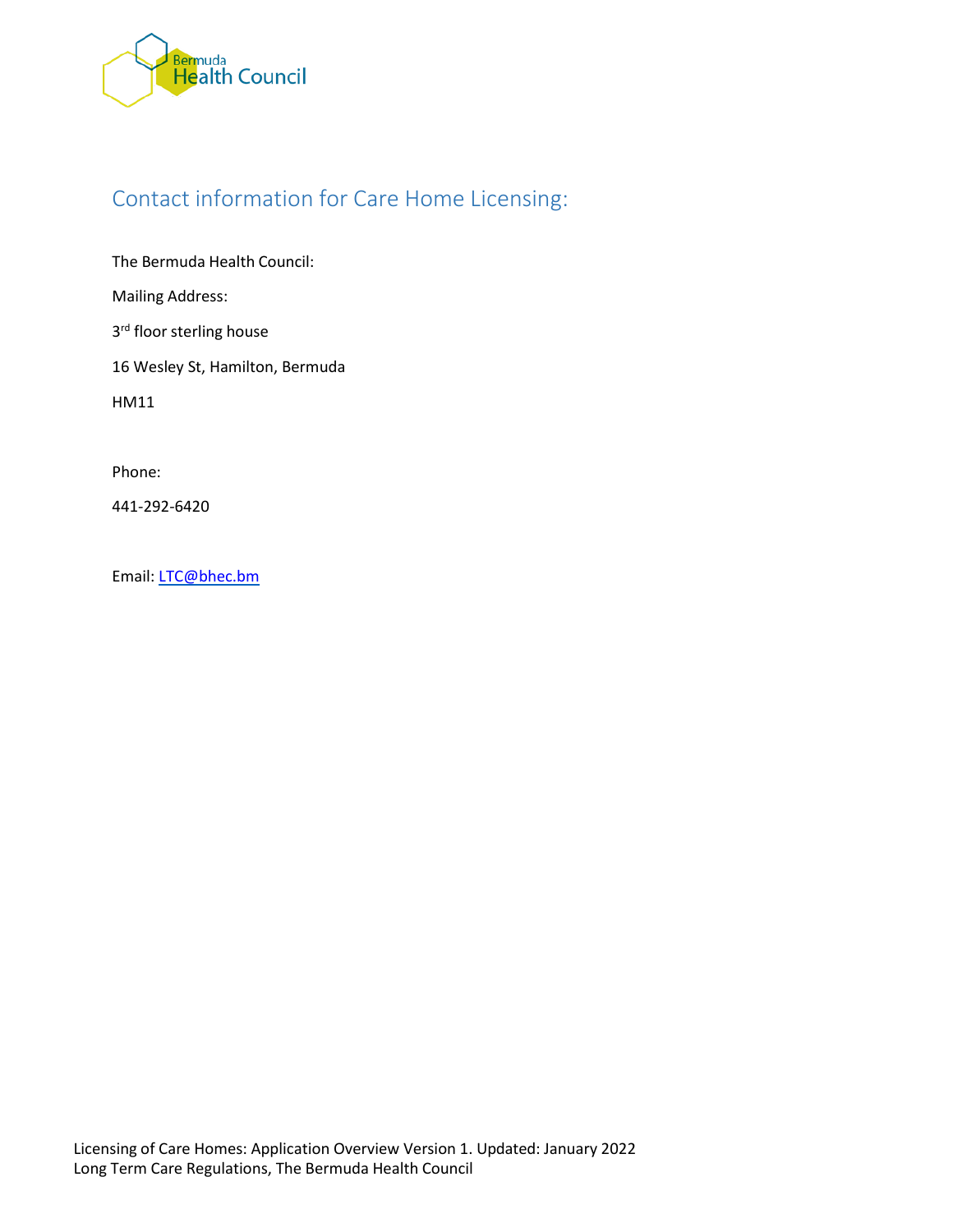## Contact information for Care Home Licensing:

The Bermuda Health Council:

Mailing Address:

3rd floor sterling house

16 Wesley St, Hamilton, Bermuda

HM11

Phone:

441-292-6420

Email: LTC@bhec.bm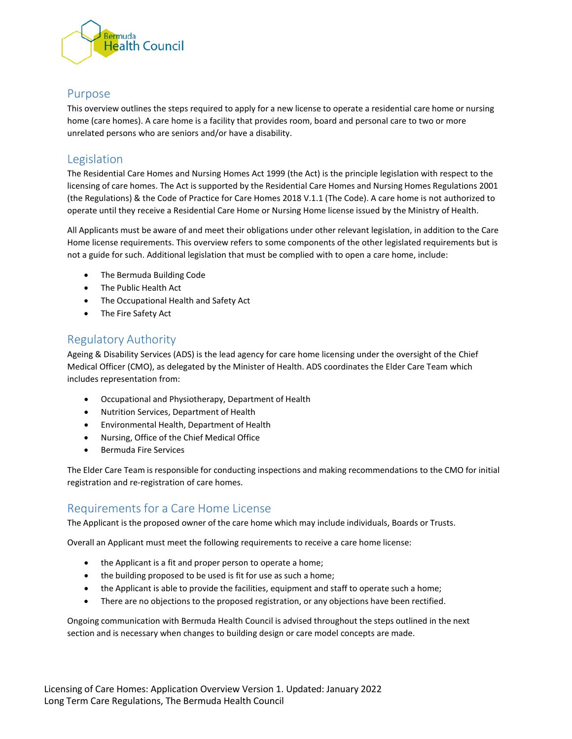## Purpose

This overview outlines the steps required to apply for a new license to operate a residential care home or nursing home (care homes). A care home is a facility that provides room, board and personal care to two or more unrelated persons who are seniors and/or have a disability.

## Legislation

The Residential Care Homes and Nursing Homes Act 1999 (the Act) is the principle legislation with respect to the licensing of care homes. The Act is supported by the Residential Care Homes and Nursing Homes Regulations 2001 (the Regulations) & the Code of Practice for Care Homes 2018 V.1.1 (The Code). A care home is not authorized to operate until they receive a Residential Care Home or Nursing Home license issued by the Ministry of Health.

All Applicants must be aware of and meet their obligations under other relevant legislation, in addition to the Care Home license requirements. This overview refers to some components of the other legislated requirements but is not a guide for such. Additional legislation that must be complied with to open a care home, include:

- The Bermuda Building Code
- The Public Health Act
- The Occupational Health and Safety Act
- The Fire Safety Act

## Regulatory Authority

Ageing & Disability Services (ADS) is the lead agency for care home licensing under the oversight of the Chief Medical Officer (CMO), as delegated by the Minister of Health. ADS coordinates the Elder Care Team which includes representation from:

- Occupational and Physiotherapy, Department of Health
- Nutrition Services, Department of Health
- Environmental Health, Department of Health
- Nursing, Office of the Chief Medical Office
- Bermuda Fire Services

The Elder Care Team is responsible for conducting inspections and making recommendations to the CMO for initial registration and re-registration of care homes.

## Requirements for a Care Home License

The Applicant is the proposed owner of the care home which may include individuals, Boards or Trusts.

Overall an Applicant must meet the following requirements to receive a care home license:

- the Applicant is a fit and proper person to operate a home;
- the building proposed to be used is fit for use as such a home;
- the Applicant is able to provide the facilities, equipment and staff to operate such a home;
- There are no objections to the proposed registration, or any objections have been rectified.

Ongoing communication with Bermuda Health Council is advised throughout the steps outlined in the next section and is necessary when changes to building design or care model concepts are made.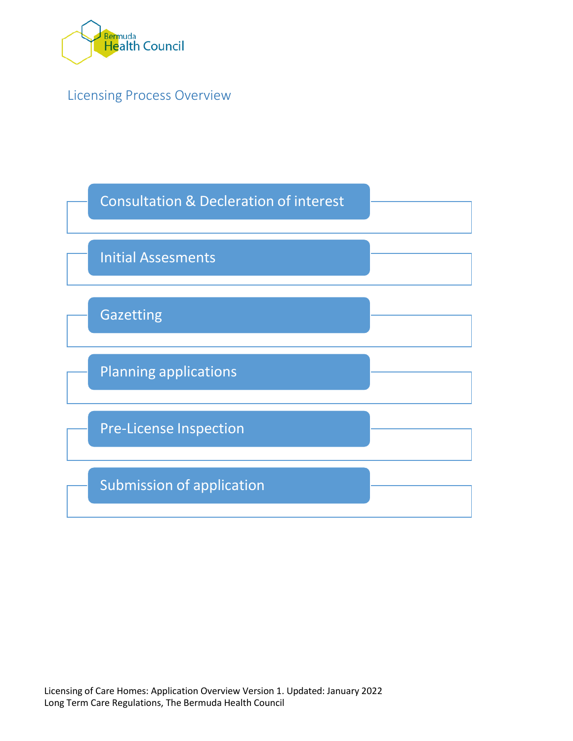## Licensing Process Overview

- Consultation & Decleration of interest
- Initial Assesments
- Gazetting
- Planning applications
- Pre-License Inspection
- Submission of application

Licensing of Care Homes: Application Overview Version 1. Updated: January 2022
Long Term Care Regulations, The Bermuda Health Council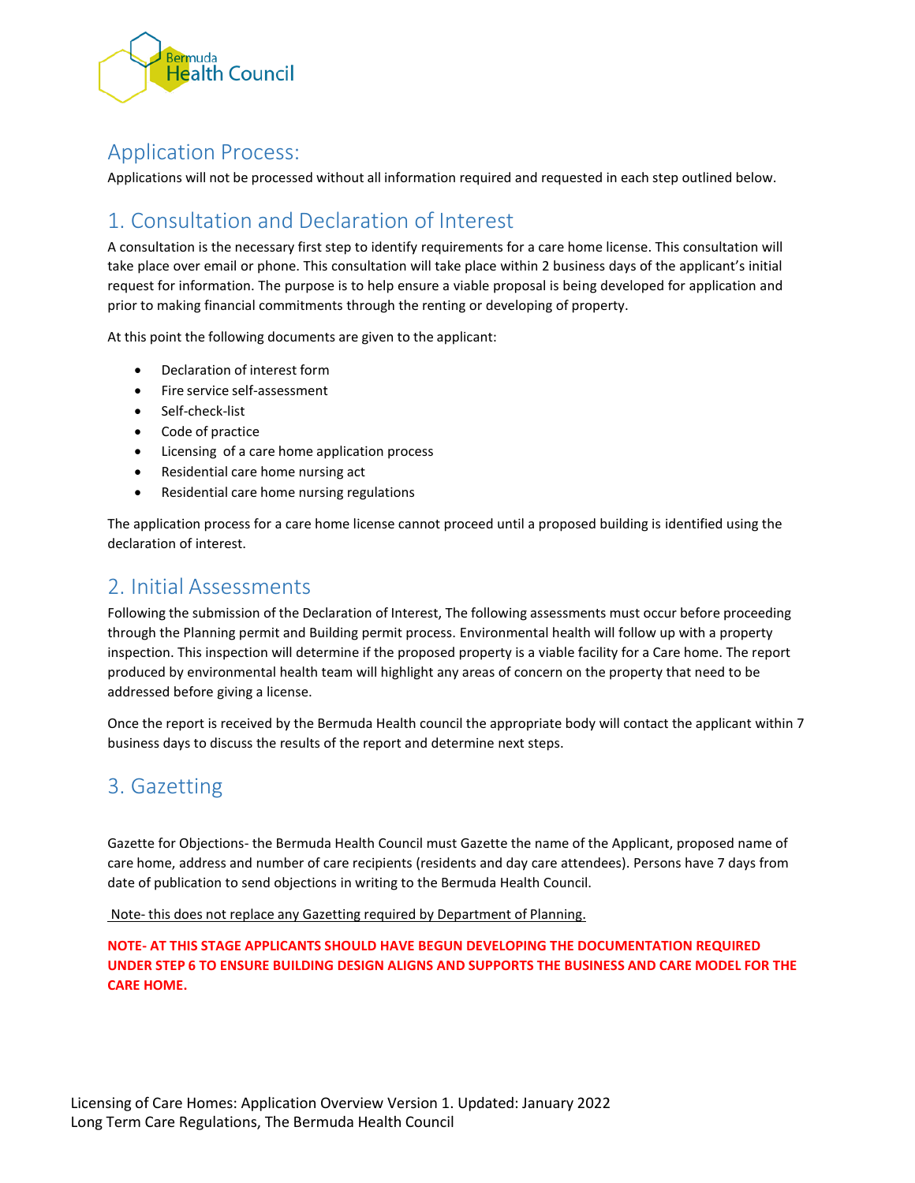## Application Process:

Applications will not be processed without all information required and requested in each step outlined below.

## 1. Consultation and Declaration of Interest

A consultation is the necessary first step to identify requirements for a care home license. This consultation will take place over email or phone. This consultation will take place within 2 business days of the applicant's initial request for information. The purpose is to help ensure a viable proposal is being developed for application and prior to making financial commitments through the renting or developing of property.

At this point the following documents are given to the applicant:

- Declaration of interest form
- Fire service self-assessment
- Self-check-list
- Code of practice
- Licensing of a care home application process
- Residential care home nursing act
- Residential care home nursing regulations

The application process for a care home license cannot proceed until a proposed building is identified using the declaration of interest.

## 2. Initial Assessments

Following the submission of the Declaration of Interest, The following assessments must occur before proceeding through the Planning permit and Building permit process. Environmental health will follow up with a property inspection. This inspection will determine if the proposed property is a viable facility for a Care home. The report produced by environmental health team will highlight any areas of concern on the property that need to be addressed before giving a license.

Once the report is received by the Bermuda Health council the appropriate body will contact the applicant within 7 business days to discuss the results of the report and determine next steps.

## 3. Gazetting

Gazette for Objections- the Bermuda Health Council must Gazette the name of the Applicant, proposed name of care home, address and number of care recipients (residents and day care attendees). Persons have 7 days from date of publication to send objections in writing to the Bermuda Health Council.

<u>Note- this does not replace any Gazetting required by Department of Planning.</u>

**NOTE- AT THIS STAGE APPLICANTS SHOULD HAVE BEGUN DEVELOPING THE DOCUMENTATION REQUIRED UNDER STEP 6 TO ENSURE BUILDING DESIGN ALIGNS AND SUPPORTS THE BUSINESS AND CARE MODEL FOR THE CARE HOME.**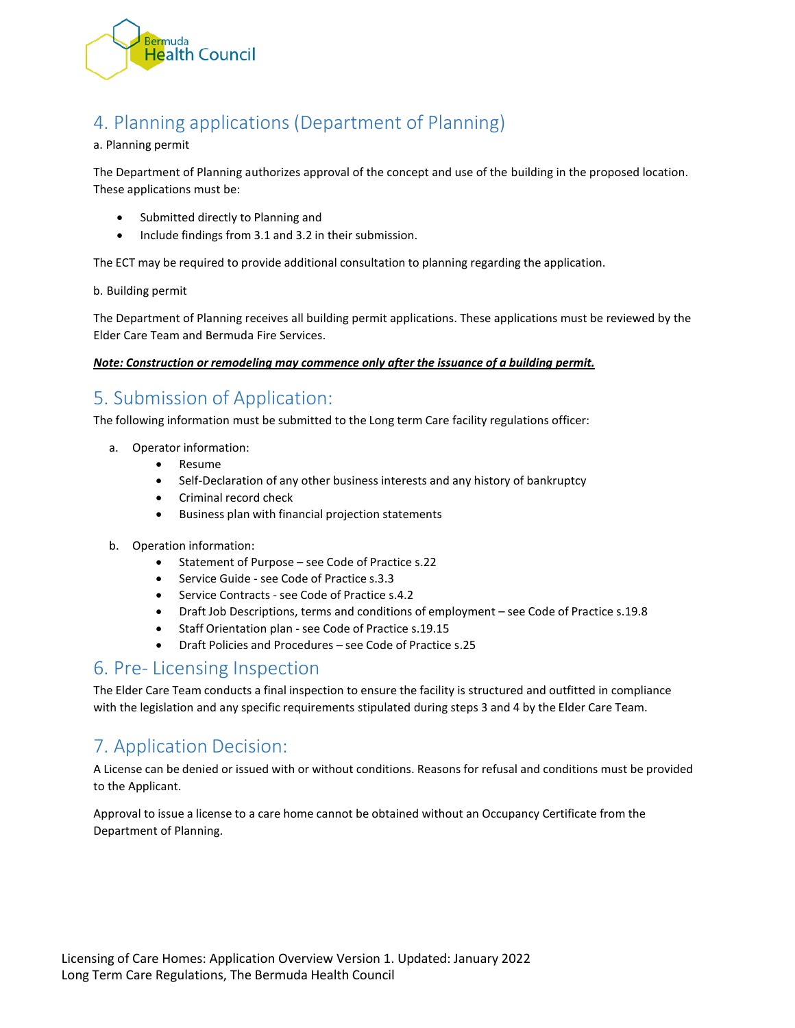## 4. Planning applications (Department of Planning)

a. Planning permit

The Department of Planning authorizes approval of the concept and use of the building in the proposed location. These applications must be:

- Submitted directly to Planning and
- Include findings from 3.1 and 3.2 in their submission.

The ECT may be required to provide additional consultation to planning regarding the application.

b. Building permit

The Department of Planning receives all building permit applications. These applications must be reviewed by the Elder Care Team and Bermuda Fire Services.

***Note: Construction or remodeling may commence only after the issuance of a building permit.***

## 5. Submission of Application:

The following information must be submitted to the Long term Care facility regulations officer:

a. Operator information:
   - Resume
   - Self-Declaration of any other business interests and any history of bankruptcy
   - Criminal record check
   - Business plan with financial projection statements

b. Operation information:
   - Statement of Purpose – see Code of Practice s.22
   - Service Guide - see Code of Practice s.3.3
   - Service Contracts - see Code of Practice s.4.2
   - Draft Job Descriptions, terms and conditions of employment – see Code of Practice s.19.8
   - Staff Orientation plan - see Code of Practice s.19.15
   - Draft Policies and Procedures – see Code of Practice s.25

## 6. Pre- Licensing Inspection

The Elder Care Team conducts a final inspection to ensure the facility is structured and outfitted in compliance with the legislation and any specific requirements stipulated during steps 3 and 4 by the Elder Care Team.

## 7. Application Decision:

A License can be denied or issued with or without conditions. Reasons for refusal and conditions must be provided to the Applicant.

Approval to issue a license to a care home cannot be obtained without an Occupancy Certificate from the Department of Planning.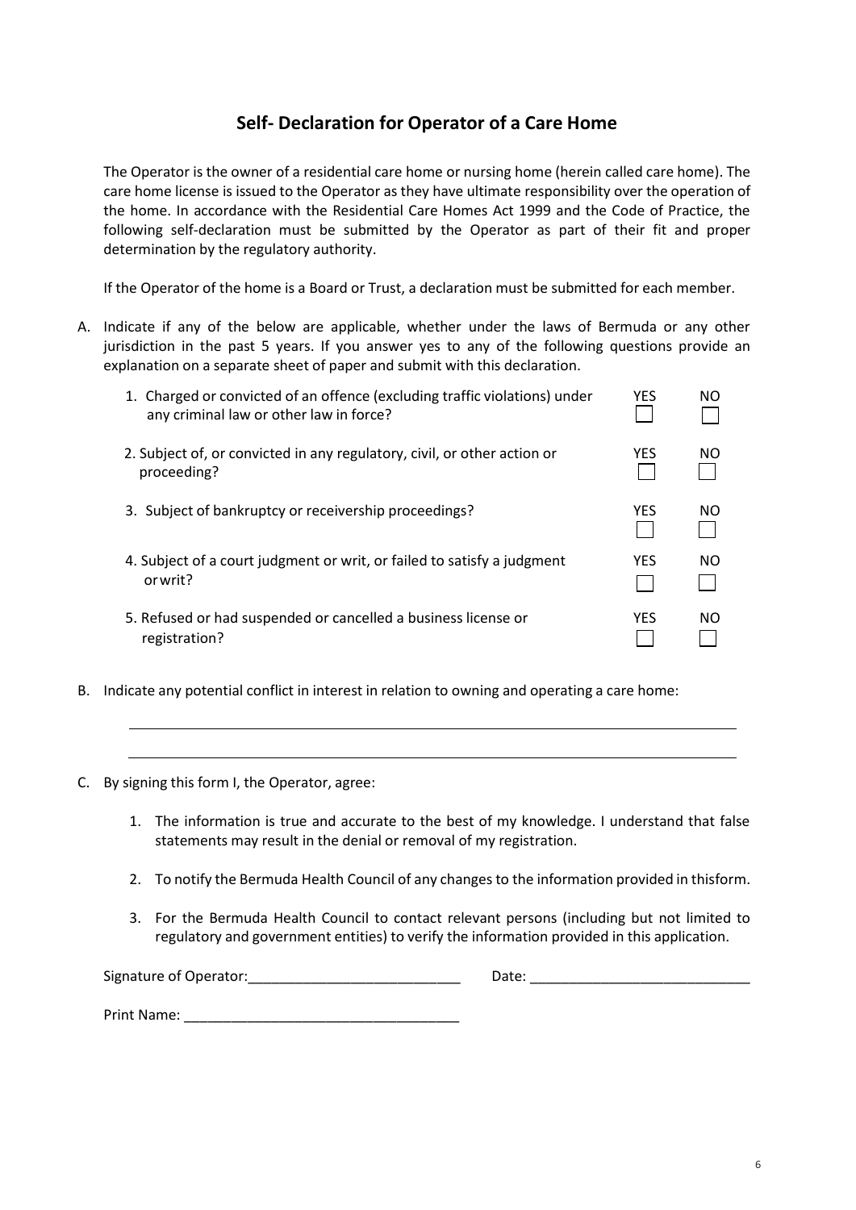## Self- Declaration for Operator of a Care Home

The Operator is the owner of a residential care home or nursing home (herein called care home). The care home license is issued to the Operator as they have ultimate responsibility over the operation of the home. In accordance with the Residential Care Homes Act 1999 and the Code of Practice, the following self-declaration must be submitted by the Operator as part of their fit and proper determination by the regulatory authority.

If the Operator of the home is a Board or Trust, a declaration must be submitted for each member.

A. Indicate if any of the below are applicable, whether under the laws of Bermuda or any other jurisdiction in the past 5 years. If you answer yes to any of the following questions provide an explanation on a separate sheet of paper and submit with this declaration.

| | YES | NO |
|---|---|---|
| 1. Charged or convicted of an offence (excluding traffic violations) under any criminal law or other law in force? | ☐ | ☐ |
| 2. Subject of, or convicted in any regulatory, civil, or other action or proceeding? | ☐ | ☐ |
| 3. Subject of bankruptcy or receivership proceedings? | ☐ | ☐ |
| 4. Subject of a court judgment or writ, or failed to satisfy a judgment or writ? | ☐ | ☐ |
| 5. Refused or had suspended or cancelled a business license or registration? | ☐ | ☐ |

B. Indicate any potential conflict in interest in relation to owning and operating a care home:

\_\_\_\_\_\_\_\_\_\_\_\_\_\_\_\_\_\_\_\_\_\_\_\_\_\_\_\_\_\_\_\_\_\_\_\_\_\_\_\_\_\_\_\_\_\_\_\_\_\_\_\_\_\_\_\_\_\_\_\_

\_\_\_\_\_\_\_\_\_\_\_\_\_\_\_\_\_\_\_\_\_\_\_\_\_\_\_\_\_\_\_\_\_\_\_\_\_\_\_\_\_\_\_\_\_\_\_\_\_\_\_\_\_\_\_\_\_\_\_\_

C. By signing this form I, the Operator, agree:

1. The information is true and accurate to the best of my knowledge. I understand that false statements may result in the denial or removal of my registration.
2. To notify the Bermuda Health Council of any changes to the information provided in this form.
3. For the Bermuda Health Council to contact relevant persons (including but not limited to regulatory and government entities) to verify the information provided in this application.

Signature of Operator:\_\_\_\_\_\_\_\_\_\_\_\_\_\_\_\_\_\_\_\_\_\_\_\_\_\_ Date: \_\_\_\_\_\_\_\_\_\_\_\_\_\_\_\_\_\_\_\_\_\_\_\_\_\_

Print Name: \_\_\_\_\_\_\_\_\_\_\_\_\_\_\_\_\_\_\_\_\_\_\_\_\_\_\_\_\_\_\_\_\_\_